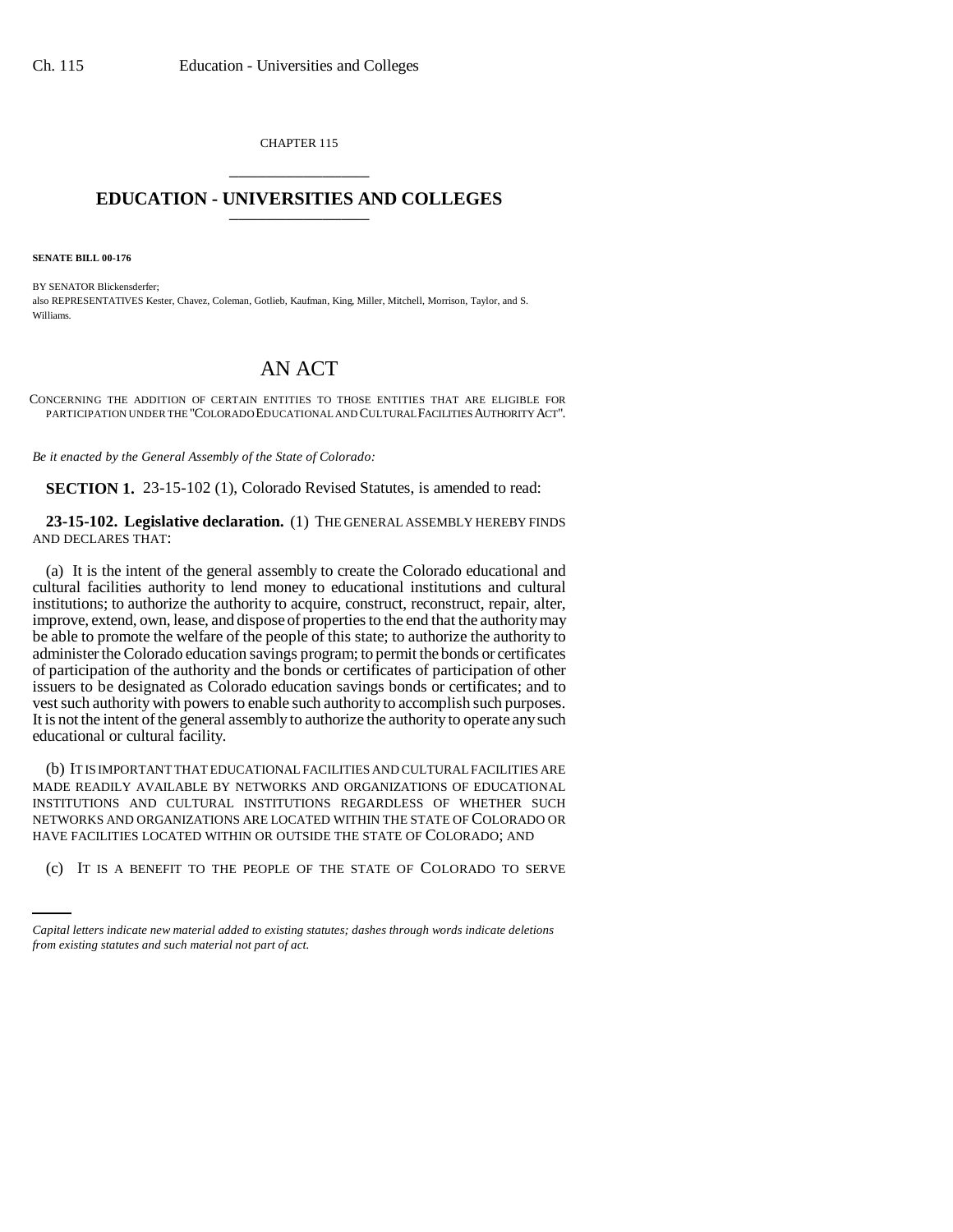CHAPTER 115

# EDUCATION - UNIVERSITIES AND COLLEGES

**SENATE BILL 00-176**

BY SENATOR Blickensderfer;
also REPRESENTATIVES Kester, Chavez, Coleman, Gotlieb, Kaufman, King, Miller, Mitchell, Morrison, Taylor, and S. Williams.

# AN ACT

CONCERNING THE ADDITION OF CERTAIN ENTITIES TO THOSE ENTITIES THAT ARE ELIGIBLE FOR PARTICIPATION UNDER THE "COLORADO EDUCATIONAL AND CULTURAL FACILITIES AUTHORITY ACT".

*Be it enacted by the General Assembly of the State of Colorado:*

**SECTION 1.** 23-15-102 (1), Colorado Revised Statutes, is amended to read:

**23-15-102. Legislative declaration.** (1) THE GENERAL ASSEMBLY HEREBY FINDS AND DECLARES THAT:

(a) It is the intent of the general assembly to create the Colorado educational and cultural facilities authority to lend money to educational institutions and cultural institutions; to authorize the authority to acquire, construct, reconstruct, repair, alter, improve, extend, own, lease, and dispose of properties to the end that the authority may be able to promote the welfare of the people of this state; to authorize the authority to administer the Colorado education savings program; to permit the bonds or certificates of participation of the authority and the bonds or certificates of participation of other issuers to be designated as Colorado education savings bonds or certificates; and to vest such authority with powers to enable such authority to accomplish such purposes. It is not the intent of the general assembly to authorize the authority to operate any such educational or cultural facility.

(b) IT IS IMPORTANT THAT EDUCATIONAL FACILITIES AND CULTURAL FACILITIES ARE MADE READILY AVAILABLE BY NETWORKS AND ORGANIZATIONS OF EDUCATIONAL INSTITUTIONS AND CULTURAL INSTITUTIONS REGARDLESS OF WHETHER SUCH NETWORKS AND ORGANIZATIONS ARE LOCATED WITHIN THE STATE OF COLORADO OR HAVE FACILITIES LOCATED WITHIN OR OUTSIDE THE STATE OF COLORADO; AND

(c) IT IS A BENEFIT TO THE PEOPLE OF THE STATE OF COLORADO TO SERVE

*Capital letters indicate new material added to existing statutes; dashes through words indicate deletions from existing statutes and such material not part of act.*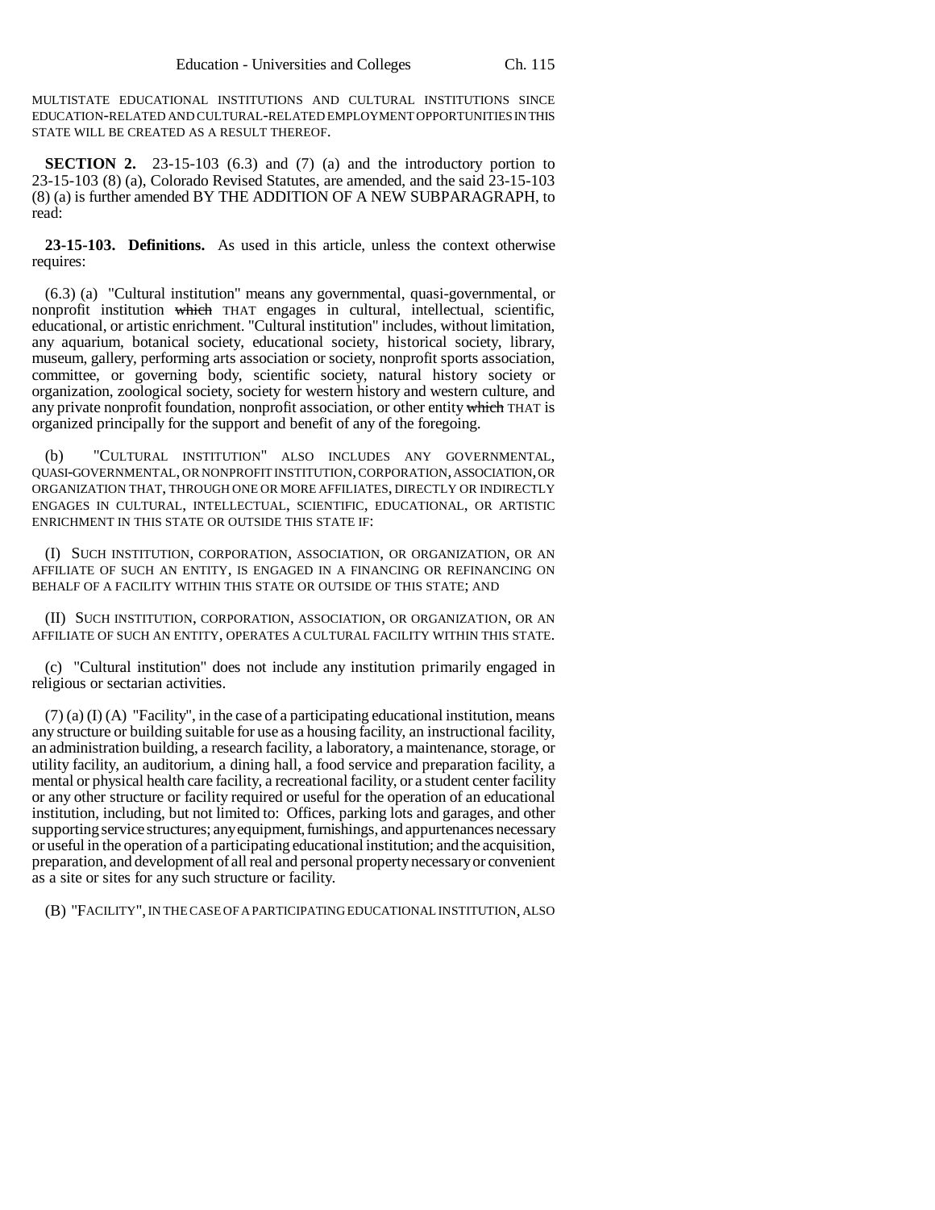MULTISTATE EDUCATIONAL INSTITUTIONS AND CULTURAL INSTITUTIONS SINCE EDUCATION-RELATED AND CULTURAL-RELATED EMPLOYMENT OPPORTUNITIES IN THIS STATE WILL BE CREATED AS A RESULT THEREOF.

**SECTION 2.** 23-15-103 (6.3) and (7) (a) and the introductory portion to 23-15-103 (8) (a), Colorado Revised Statutes, are amended, and the said 23-15-103 (8) (a) is further amended BY THE ADDITION OF A NEW SUBPARAGRAPH, to read:

**23-15-103. Definitions.** As used in this article, unless the context otherwise requires:

(6.3) (a) "Cultural institution" means any governmental, quasi-governmental, or nonprofit institution ~~which~~ THAT engages in cultural, intellectual, scientific, educational, or artistic enrichment. "Cultural institution" includes, without limitation, any aquarium, botanical society, educational society, historical society, library, museum, gallery, performing arts association or society, nonprofit sports association, committee, or governing body, scientific society, natural history society or organization, zoological society, society for western history and western culture, and any private nonprofit foundation, nonprofit association, or other entity ~~which~~ THAT is organized principally for the support and benefit of any of the foregoing.

(b) "CULTURAL INSTITUTION" ALSO INCLUDES ANY GOVERNMENTAL, QUASI-GOVERNMENTAL, OR NONPROFIT INSTITUTION, CORPORATION, ASSOCIATION, OR ORGANIZATION THAT, THROUGH ONE OR MORE AFFILIATES, DIRECTLY OR INDIRECTLY ENGAGES IN CULTURAL, INTELLECTUAL, SCIENTIFIC, EDUCATIONAL, OR ARTISTIC ENRICHMENT IN THIS STATE OR OUTSIDE THIS STATE IF:

(I) SUCH INSTITUTION, CORPORATION, ASSOCIATION, OR ORGANIZATION, OR AN AFFILIATE OF SUCH AN ENTITY, IS ENGAGED IN A FINANCING OR REFINANCING ON BEHALF OF A FACILITY WITHIN THIS STATE OR OUTSIDE OF THIS STATE; AND

(II) SUCH INSTITUTION, CORPORATION, ASSOCIATION, OR ORGANIZATION, OR AN AFFILIATE OF SUCH AN ENTITY, OPERATES A CULTURAL FACILITY WITHIN THIS STATE.

(c) "Cultural institution" does not include any institution primarily engaged in religious or sectarian activities.

(7) (a) (I) (A) "Facility", in the case of a participating educational institution, means any structure or building suitable for use as a housing facility, an instructional facility, an administration building, a research facility, a laboratory, a maintenance, storage, or utility facility, an auditorium, a dining hall, a food service and preparation facility, a mental or physical health care facility, a recreational facility, or a student center facility or any other structure or facility required or useful for the operation of an educational institution, including, but not limited to: Offices, parking lots and garages, and other supporting service structures; any equipment, furnishings, and appurtenances necessary or useful in the operation of a participating educational institution; and the acquisition, preparation, and development of all real and personal property necessary or convenient as a site or sites for any such structure or facility.

(B) "FACILITY", IN THE CASE OF A PARTICIPATING EDUCATIONAL INSTITUTION, ALSO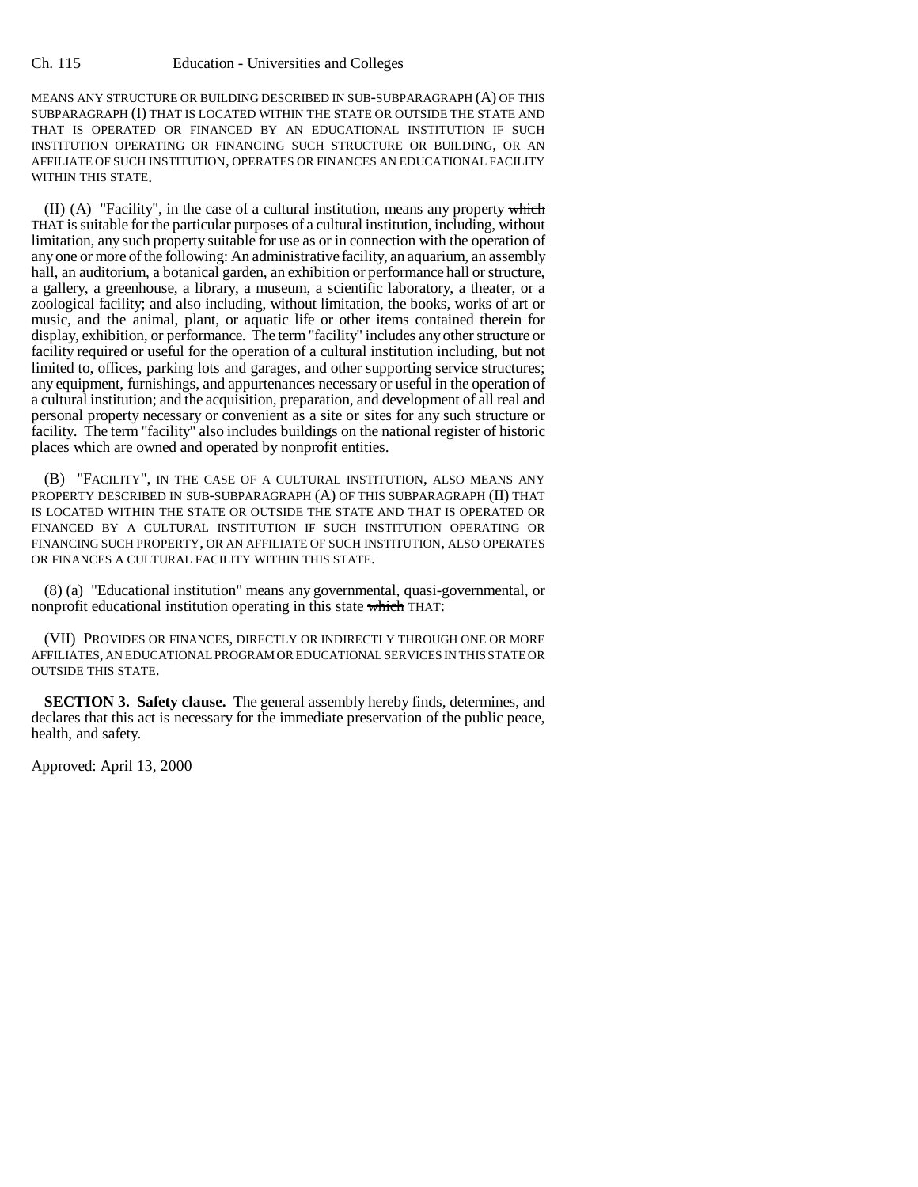MEANS ANY STRUCTURE OR BUILDING DESCRIBED IN SUB-SUBPARAGRAPH (A) OF THIS SUBPARAGRAPH (I) THAT IS LOCATED WITHIN THE STATE OR OUTSIDE THE STATE AND THAT IS OPERATED OR FINANCED BY AN EDUCATIONAL INSTITUTION IF SUCH INSTITUTION OPERATING OR FINANCING SUCH STRUCTURE OR BUILDING, OR AN AFFILIATE OF SUCH INSTITUTION, OPERATES OR FINANCES AN EDUCATIONAL FACILITY WITHIN THIS STATE.

(II) (A) "Facility", in the case of a cultural institution, means any property ~~which~~ THAT is suitable for the particular purposes of a cultural institution, including, without limitation, any such property suitable for use as or in connection with the operation of any one or more of the following: An administrative facility, an aquarium, an assembly hall, an auditorium, a botanical garden, an exhibition or performance hall or structure, a gallery, a greenhouse, a library, a museum, a scientific laboratory, a theater, or a zoological facility; and also including, without limitation, the books, works of art or music, and the animal, plant, or aquatic life or other items contained therein for display, exhibition, or performance. The term "facility" includes any other structure or facility required or useful for the operation of a cultural institution including, but not limited to, offices, parking lots and garages, and other supporting service structures; any equipment, furnishings, and appurtenances necessary or useful in the operation of a cultural institution; and the acquisition, preparation, and development of all real and personal property necessary or convenient as a site or sites for any such structure or facility. The term "facility" also includes buildings on the national register of historic places which are owned and operated by nonprofit entities.

(B) "FACILITY", IN THE CASE OF A CULTURAL INSTITUTION, ALSO MEANS ANY PROPERTY DESCRIBED IN SUB-SUBPARAGRAPH (A) OF THIS SUBPARAGRAPH (II) THAT IS LOCATED WITHIN THE STATE OR OUTSIDE THE STATE AND THAT IS OPERATED OR FINANCED BY A CULTURAL INSTITUTION IF SUCH INSTITUTION OPERATING OR FINANCING SUCH PROPERTY, OR AN AFFILIATE OF SUCH INSTITUTION, ALSO OPERATES OR FINANCES A CULTURAL FACILITY WITHIN THIS STATE.

(8) (a) "Educational institution" means any governmental, quasi-governmental, or nonprofit educational institution operating in this state ~~which~~ THAT:

(VII) PROVIDES OR FINANCES, DIRECTLY OR INDIRECTLY THROUGH ONE OR MORE AFFILIATES, AN EDUCATIONAL PROGRAM OR EDUCATIONAL SERVICES IN THIS STATE OR OUTSIDE THIS STATE.

**SECTION 3. Safety clause.** The general assembly hereby finds, determines, and declares that this act is necessary for the immediate preservation of the public peace, health, and safety.

Approved: April 13, 2000